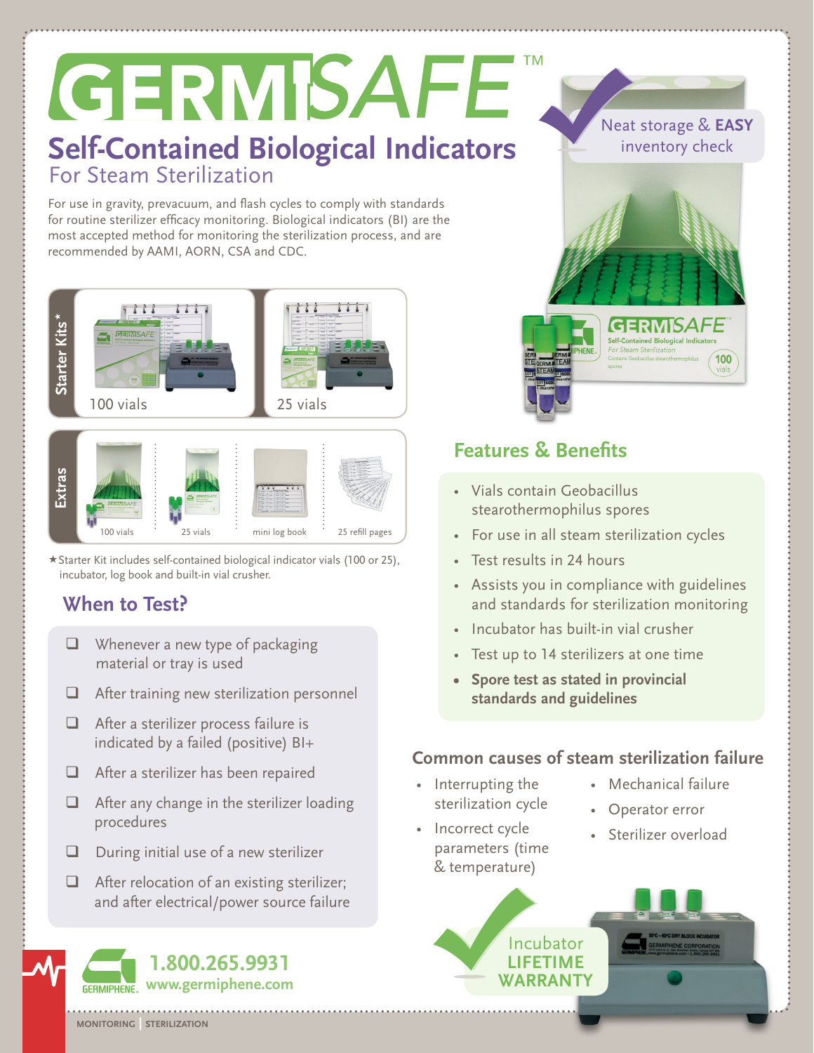# GERMISAFE™

## Self-Contained Biological Indicators
### For Steam Sterilization

For use in gravity, prevacuum, and flash cycles to comply with standards for routine sterilizer efficacy monitoring. Biological indicators (BI) are the most accepted method for monitoring the sterilization process, and are recommended by AAMI, AORN, CSA and CDC.

Neat storage & **EASY** inventory check

**Starter Kits\***

- 100 vials
- 25 vials

**Extras**

- 100 vials
- 25 vials
- mini log book
- 25 refill pages

★Starter Kit includes self-contained biological indicator vials (100 or 25), incubator, log book and built-in vial crusher.

## When to Test?

- ❑ Whenever a new type of packaging material or tray is used
- ❑ After training new sterilization personnel
- ❑ After a sterilizer process failure is indicated by a failed (positive) BI+
- ❑ After a sterilizer has been repaired
- ❑ After any change in the sterilizer loading procedures
- ❑ During initial use of a new sterilizer
- ❑ After relocation of an existing sterilizer; and after electrical/power source failure

## Features & Benefits

- Vials contain Geobacillus stearothermophilus spores
- For use in all steam sterilization cycles
- Test results in 24 hours
- Assists you in compliance with guidelines and standards for sterilization monitoring
- Incubator has built-in vial crusher
- Test up to 14 sterilizers at one time
- **Spore test as stated in provincial standards and guidelines**

## Common causes of steam sterilization failure

- Interrupting the sterilization cycle
- Incorrect cycle parameters (time & temperature)
- Mechanical failure
- Operator error
- Sterilizer overload

Incubator **LIFETIME WARRANTY**

GERMIPHENE. **1.800.265.9931** **www.germiphene.com**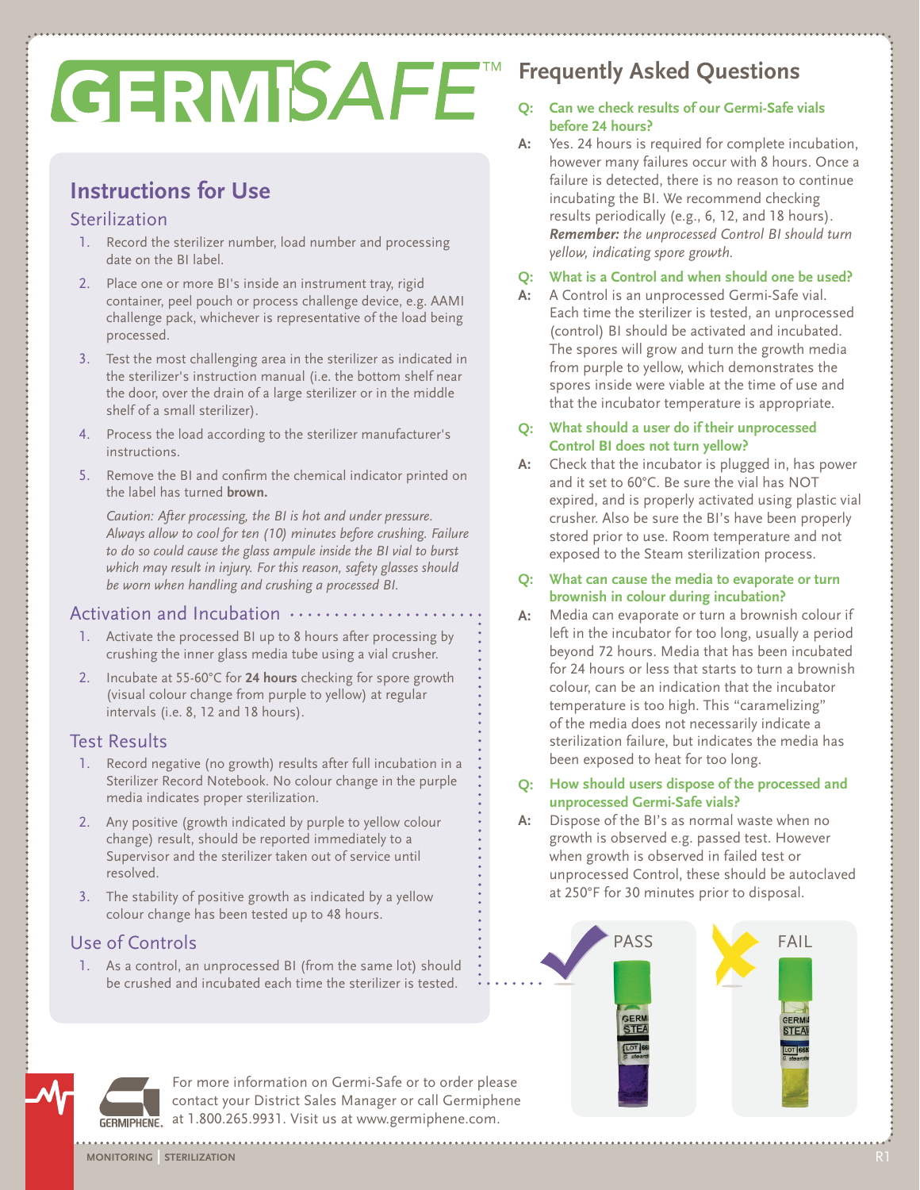# GERMISAFE™

## Instructions for Use

### Sterilization

1. Record the sterilizer number, load number and processing date on the BI label.
2. Place one or more BI's inside an instrument tray, rigid container, peel pouch or process challenge device, e.g. AAMI challenge pack, whichever is representative of the load being processed.
3. Test the most challenging area in the sterilizer as indicated in the sterilizer's instruction manual (i.e. the bottom shelf near the door, over the drain of a large sterilizer or in the middle shelf of a small sterilizer).
4. Process the load according to the sterilizer manufacturer's instructions.
5. Remove the BI and confirm the chemical indicator printed on the label has turned **brown.**

*Caution: After processing, the BI is hot and under pressure. Always allow to cool for ten (10) minutes before crushing. Failure to do so could cause the glass ampule inside the BI vial to burst which may result in injury. For this reason, safety glasses should be worn when handling and crushing a processed BI.*

### Activation and Incubation

1. Activate the processed BI up to 8 hours after processing by crushing the inner glass media tube using a vial crusher.
2. Incubate at 55-60°C for **24 hours** checking for spore growth (visual colour change from purple to yellow) at regular intervals (i.e. 8, 12 and 18 hours).

### Test Results

1. Record negative (no growth) results after full incubation in a Sterilizer Record Notebook. No colour change in the purple media indicates proper sterilization.
2. Any positive (growth indicated by purple to yellow colour change) result, should be reported immediately to a Supervisor and the sterilizer taken out of service until resolved.
3. The stability of positive growth as indicated by a yellow colour change has been tested up to 48 hours.

### Use of Controls

1. As a control, an unprocessed BI (from the same lot) should be crushed and incubated each time the sterilizer is tested.

## Frequently Asked Questions

**Q: Can we check results of our Germi-Safe vials before 24 hours?**

**A:** Yes. 24 hours is required for complete incubation, however many failures occur with 8 hours. Once a failure is detected, there is no reason to continue incubating the BI. We recommend checking results periodically (e.g., 6, 12, and 18 hours). ***Remember:*** *the unprocessed Control BI should turn yellow, indicating spore growth.*

**Q: What is a Control and when should one be used?**

**A:** A Control is an unprocessed Germi-Safe vial. Each time the sterilizer is tested, an unprocessed (control) BI should be activated and incubated. The spores will grow and turn the growth media from purple to yellow, which demonstrates the spores inside were viable at the time of use and that the incubator temperature is appropriate.

**Q: What should a user do if their unprocessed Control BI does not turn yellow?**

**A:** Check that the incubator is plugged in, has power and it set to 60°C. Be sure the vial has NOT expired, and is properly activated using plastic vial crusher. Also be sure the BI's have been properly stored prior to use. Room temperature and not exposed to the Steam sterilization process.

**Q: What can cause the media to evaporate or turn brownish in colour during incubation?**

**A:** Media can evaporate or turn a brownish colour if left in the incubator for too long, usually a period beyond 72 hours. Media that has been incubated for 24 hours or less that starts to turn a brownish colour, can be an indication that the incubator temperature is too high. This "caramelizing" of the media does not necessarily indicate a sterilization failure, but indicates the media has been exposed to heat for too long.

**Q: How should users dispose of the processed and unprocessed Germi-Safe vials?**

**A:** Dispose of the BI's as normal waste when no growth is observed e.g. passed test. However when growth is observed in failed test or unprocessed Control, these should be autoclaved at 250°F for 30 minutes prior to disposal.

PASS

FAIL

For more information on Germi-Safe or to order please contact your District Sales Manager or call Germiphene at 1.800.265.9931. Visit us at www.germiphene.com.